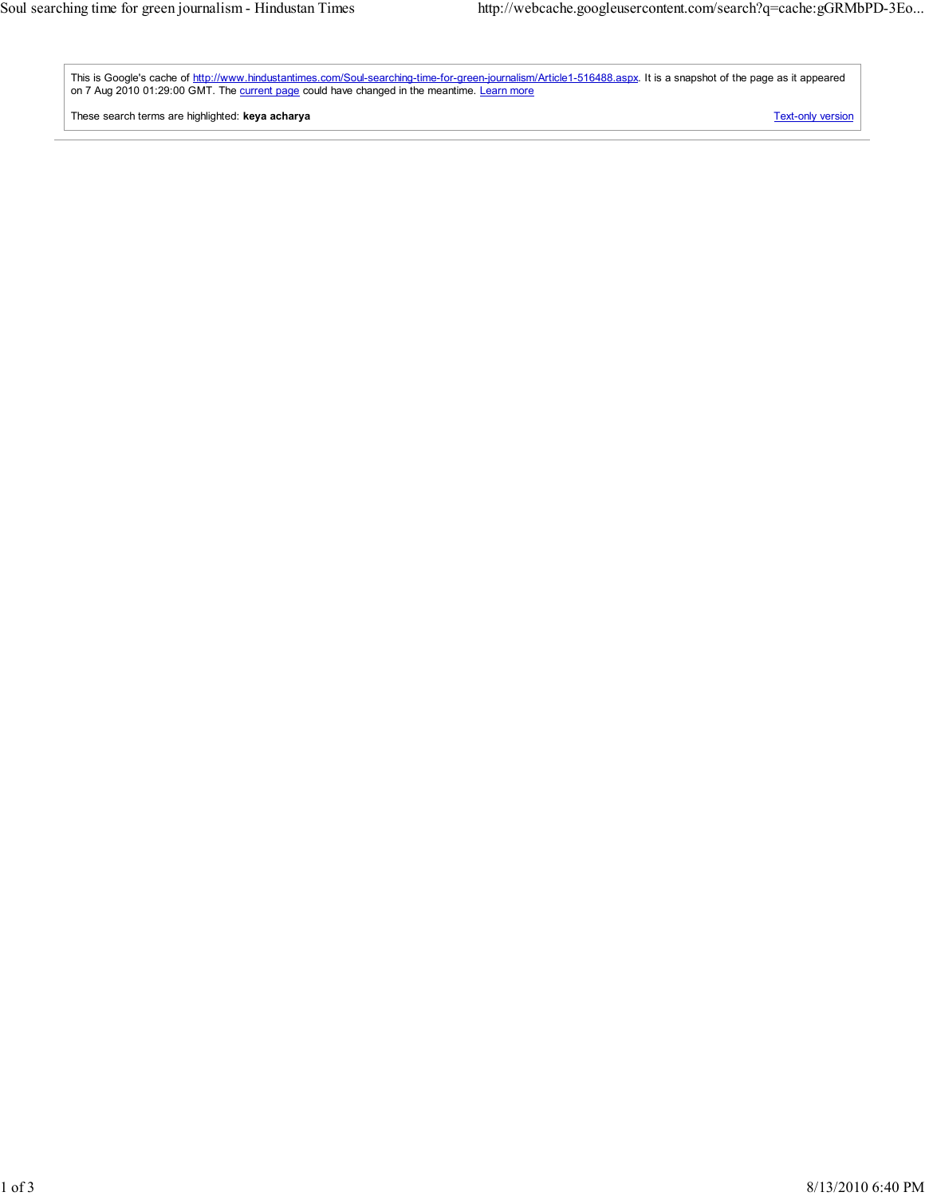This is Google's cache of http://www.hindustantimes.com/Soul-searching-time-for-green-journalism/Article1-516488.aspx. It is a snapshot of the page as it appeared on 7 Aug 2010 01:29:00 GMT. The current page could have changed in the meantime. Learn more

These search terms are highlighted: **keya acharya**

Text-only version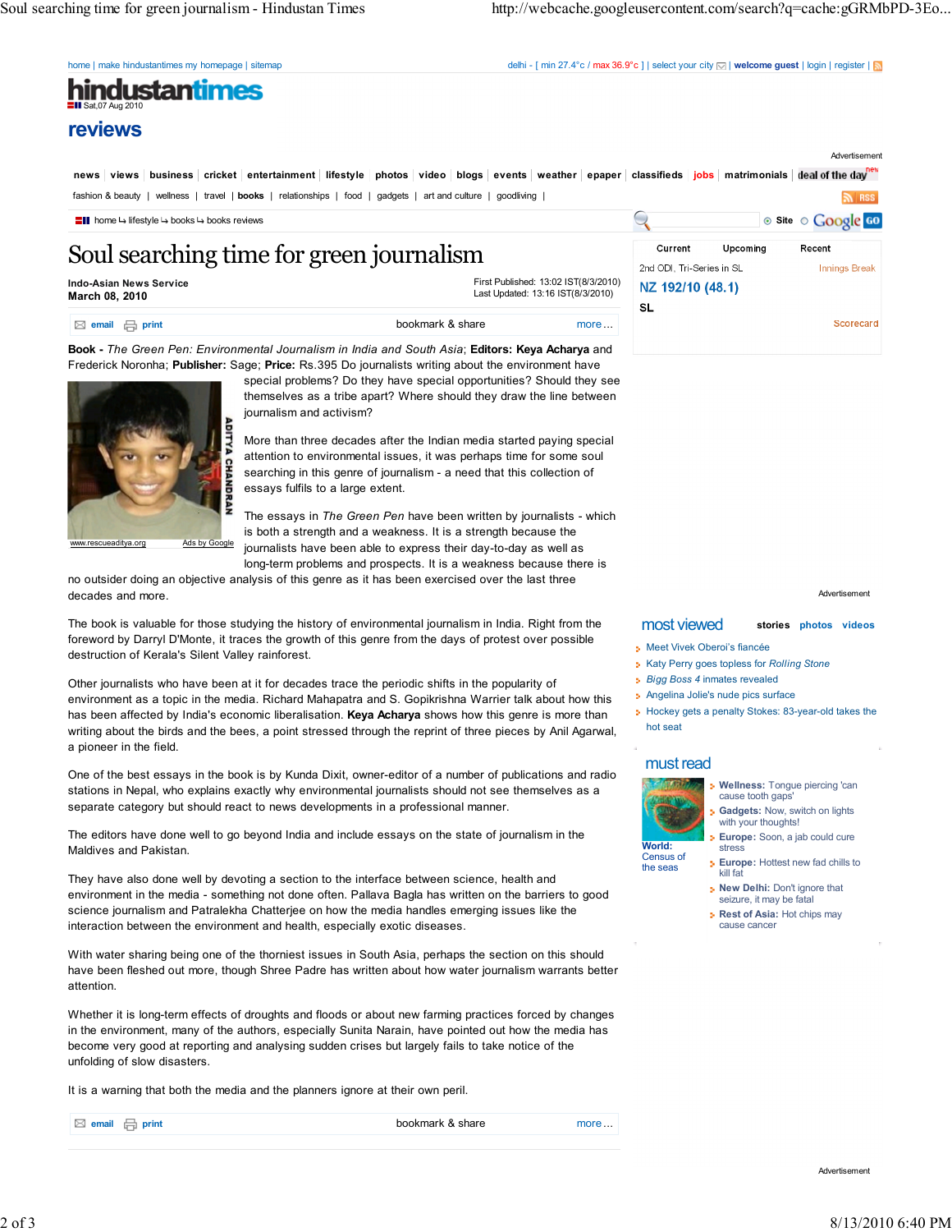# Soul searching time for green journalism

**Indo-Asian News Service**
**March 08, 2010**

First Published: 13:02 IST(8/3/2010)
Last Updated: 13:16 IST(8/3/2010)

**Book -** *The Green Pen: Environmental Journalism in India and South Asia*; **Editors: Keya Acharya** and Frederick Noronha; **Publisher:** Sage; **Price:** Rs.395 Do journalists writing about the environment have special problems? Do they have special opportunities? Should they see themselves as a tribe apart? Where should they draw the line between journalism and activism?

More than three decades after the Indian media started paying special attention to environmental issues, it was perhaps time for some soul searching in this genre of journalism - a need that this collection of essays fulfils to a large extent.

The essays in *The Green Pen* have been written by journalists - which is both a strength and a weakness. It is a strength because the journalists have been able to express their day-to-day as well as long-term problems and prospects. It is a weakness because there is no outsider doing an objective analysis of this genre as it has been exercised over the last three decades and more.

The book is valuable for those studying the history of environmental journalism in India. Right from the foreword by Darryl D'Monte, it traces the growth of this genre from the days of protest over possible destruction of Kerala's Silent Valley rainforest.

Other journalists who have been at it for decades trace the periodic shifts in the popularity of environment as a topic in the media. Richard Mahapatra and S. Gopikrishna Warrier talk about how this has been affected by India's economic liberalisation. **Keya Acharya** shows how this genre is more than writing about the birds and the bees, a point stressed through the reprint of three pieces by Anil Agarwal, a pioneer in the field.

One of the best essays in the book is by Kunda Dixit, owner-editor of a number of publications and radio stations in Nepal, who explains exactly why environmental journalists should not see themselves as a separate category but should react to news developments in a professional manner.

The editors have done well to go beyond India and include essays on the state of journalism in the Maldives and Pakistan.

They have also done well by devoting a section to the interface between science, health and environment in the media - something not done often. Pallava Bagla has written on the barriers to good science journalism and Patralekha Chatterjee on how the media handles emerging issues like the interaction between the environment and health, especially exotic diseases.

With water sharing being one of the thorniest issues in South Asia, perhaps the section on this should have been fleshed out more, though Shree Padre has written about how water journalism warrants better attention.

Whether it is long-term effects of droughts and floods or about new farming practices forced by changes in the environment, many of the authors, especially Sunita Narain, have pointed out how the media has become very good at reporting and analysing sudden crises but largely fails to take notice of the unfolding of slow disasters.

It is a warning that both the media and the planners ignore at their own peril.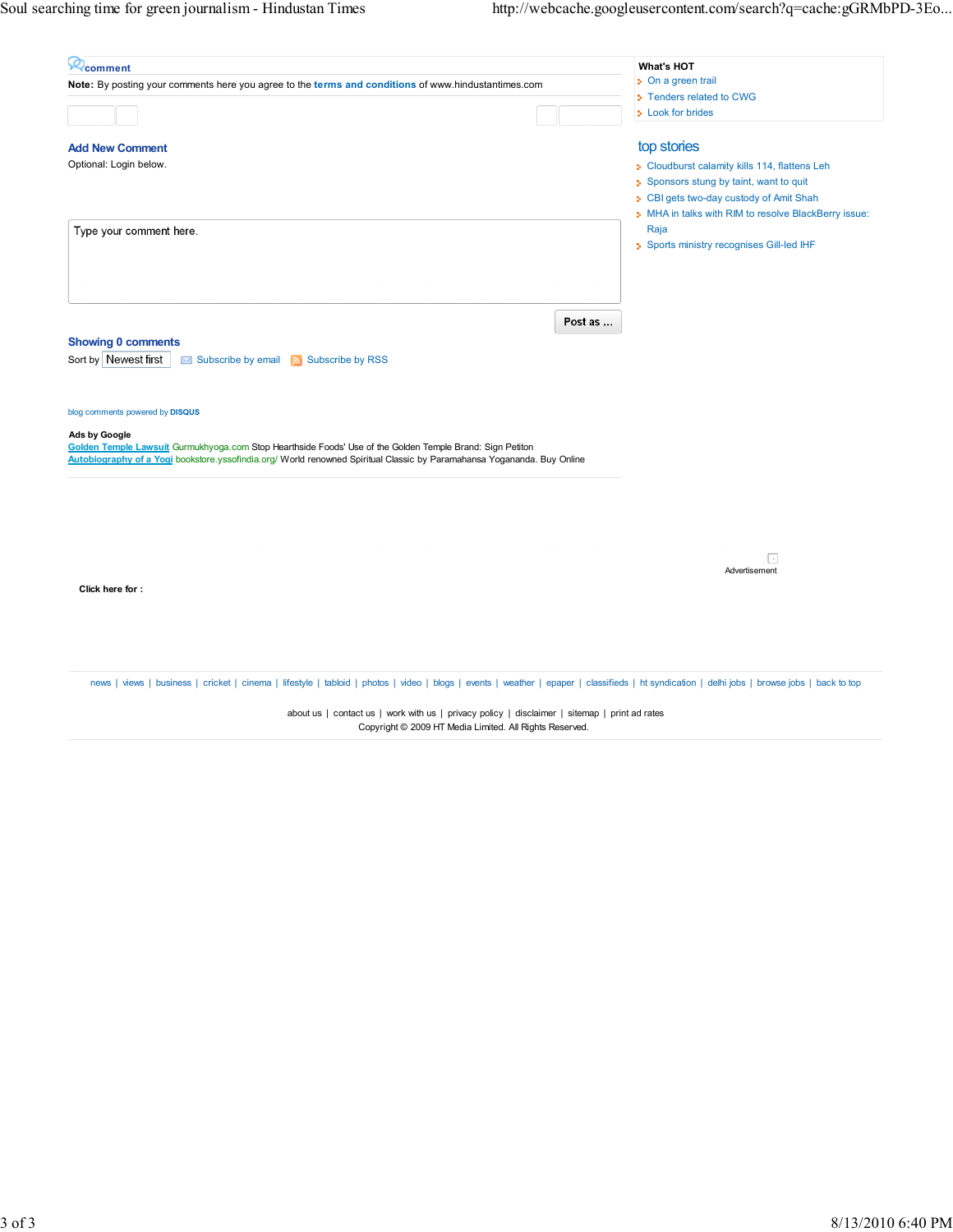comment

**Note:** By posting your comments here you agree to the **terms and conditions** of www.hindustantimes.com

### Add New Comment

Optional: Login below.

Type your comment here.

Post as ...

### Showing 0 comments

Sort by Newest first  Subscribe by email  Subscribe by RSS

blog comments powered by **DISQUS**

**Ads by Google**

Golden Temple Lawsuit Gurmukhyoga.com Stop Hearthside Foods' Use of the Golden Temple Brand: Sign Petiton

Autobiography of a Yogi bookstore.yssofindia.org/ World renowned Spiritual Classic by Paramahansa Yogananda. Buy Online

**What's HOT**

- On a green trail
- Tenders related to CWG
- Look for brides

## top stories

- Cloudburst calamity kills 114, flattens Leh
- Sponsors stung by taint, want to quit
- CBI gets two-day custody of Amit Shah
- MHA in talks with RIM to resolve BlackBerry issue: Raja
- Sports ministry recognises Gill-led IHF

Advertisement

**Click here for :**

news | views | business | cricket | cinema | lifestyle | tabloid | photos | video | blogs | events | weather | epaper | classifieds | ht syndication | delhi jobs | browse jobs | back to top

about us | contact us | work with us | privacy policy | disclaimer | sitemap | print ad rates

Copyright © 2009 HT Media Limited. All Rights Reserved.